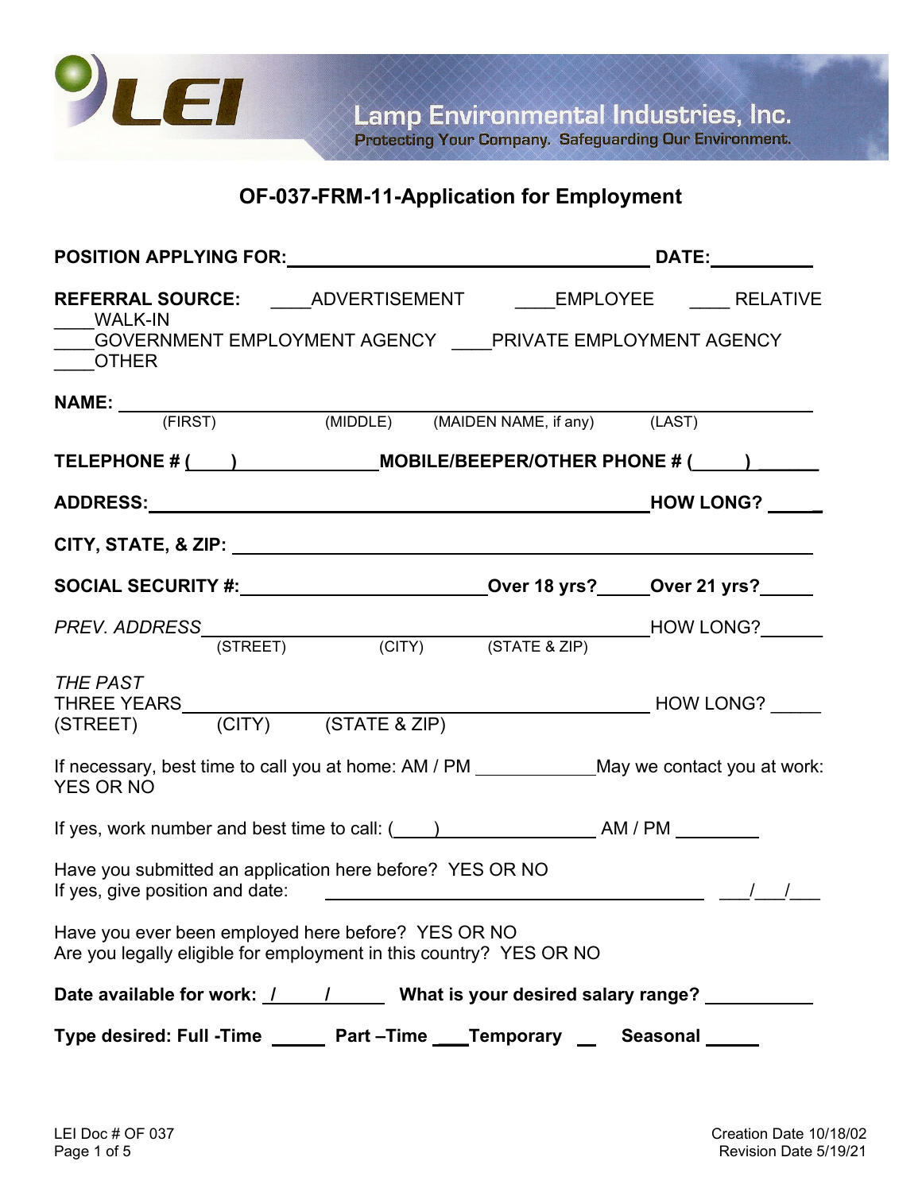**Lamp Environmental Industries, Inc.**
Protecting Your Company. Safeguarding Our Environment.

# OF-037-FRM-11-Application for Employment

**POSITION APPLYING FOR:** ____________________________________ **DATE:** __________

**REFERENCE SOURCE:** ____ADVERTISEMENT ____EMPLOYEE ____ RELATIVE ____WALK-IN ____GOVERNMENT EMPLOYMENT AGENCY ____PRIVATE EMPLOYMENT AGENCY ____OTHER

**NAME:** ________________________________________________________________
(FIRST) (MIDDLE) (MAIDEN NAME, if any) (LAST)

**TELEPHONE # (____)** ______________ **MOBILE/BEEPER/OTHER PHONE # (_____)** ______

**ADDRESS:** ________________________________________________ **HOW LONG?** _____

**CITY, STATE, & ZIP:** ________________________________________________________

**SOCIAL SECURITY #:** ________________________ **Over 18 yrs?**_____ **Over 21 yrs?**_____

*PREV. ADDRESS* ____________________________________________ HOW LONG?______
(STREET) (CITY) (STATE & ZIP)

*THE PAST* THREE YEARS ______________________________________________ HOW LONG? _____
(STREET) (CITY) (STATE & ZIP)

If necessary, best time to call you at home: AM / PM ____________ May we contact you at work: YES OR NO

If yes, work number and best time to call: (____) _______________ AM / PM _________

Have you submitted an application here before? YES OR NO
If yes, give position and date: ______________________________________ ___/___/___

Have you ever been employed here before? YES OR NO
Are you legally eligible for employment in this country? YES OR NO

**Date available for work: \_/\_\_\_\_/\_\_\_\_\_ What is your desired salary range?** ___________

**Type desired: Full -Time** _____ **Part –Time** ___**Temporary** __ **Seasonal** _____

LEI Doc # OF 037

Creation Date 10/18/02
Revision Date 5/19/21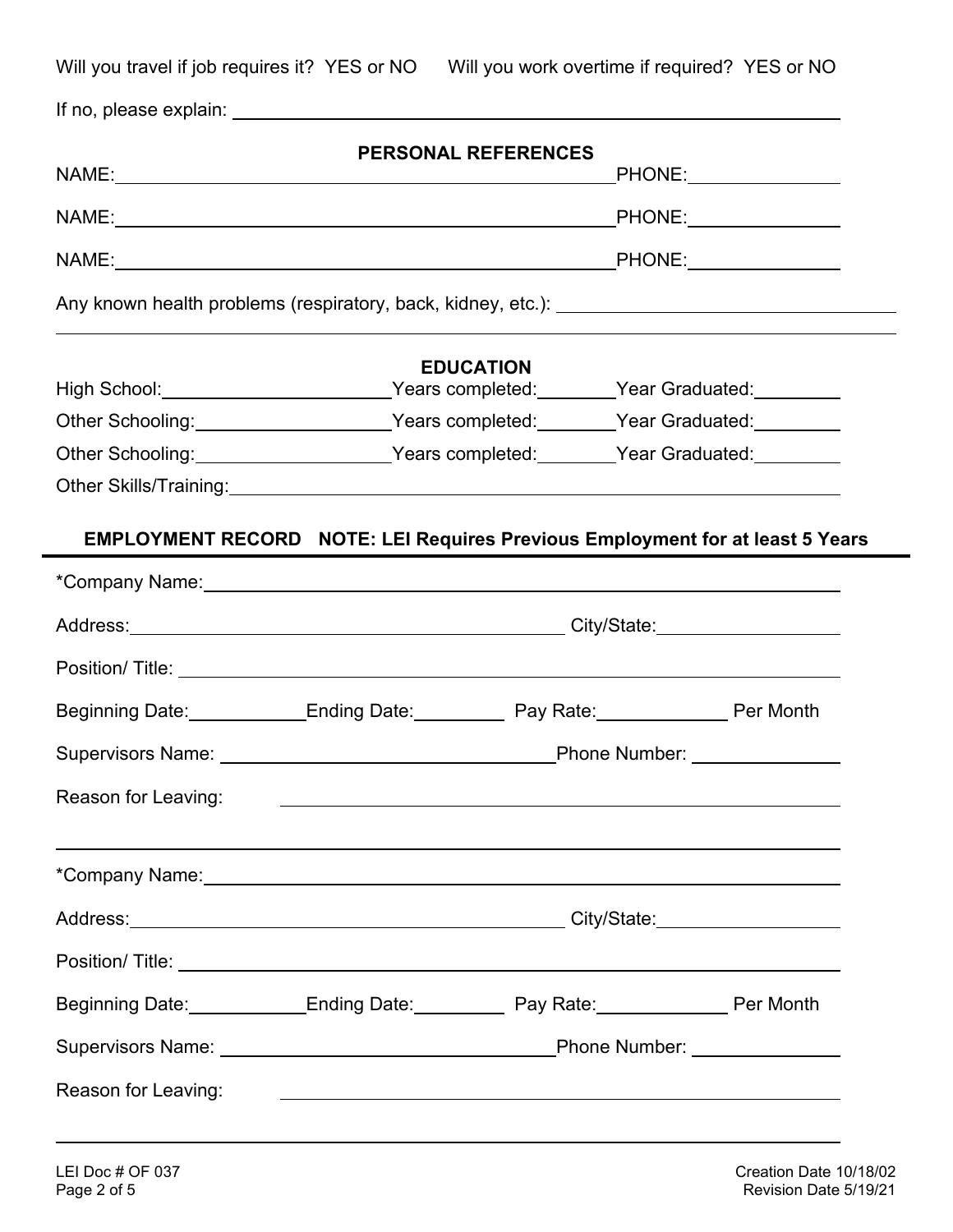Will you travel if job requires it? YES or NO      Will you work overtime if required? YES or NO

If no, please explain: ______________________________________________

## PERSONAL REFERENCES

NAME: ______________________________________ PHONE: ______________

NAME: ______________________________________ PHONE: ______________

NAME: ______________________________________ PHONE: ______________

Any known health problems (respiratory, back, kidney, etc.): ______________________________

______________________________________________________________________

## EDUCATION

High School: ____________________ Years completed: ________ Year Graduated: ________

Other Schooling: ____________________ Years completed: ________ Year Graduated: ________

Other Schooling: ____________________ Years completed: ________ Year Graduated: ________

Other Skills/Training: ______________________________________________

## EMPLOYMENT RECORD   NOTE: LEI Requires Previous Employment for at least 5 Years

*Company Name: ______________________________________________

Address: ______________________________________ City/State: ______________

Position/ Title: ______________________________________________

Beginning Date: __________ Ending Date: __________ Pay Rate: __________ Per Month

Supervisors Name: ______________________________ Phone Number: ______________

Reason for Leaving: ______________________________________________

______________________________________________________________________

*Company Name: ______________________________________________

Address: ______________________________________ City/State: ______________

Position/ Title: ______________________________________________

Beginning Date: __________ Ending Date: __________ Pay Rate: __________ Per Month

Supervisors Name: ______________________________ Phone Number: ______________

Reason for Leaving: ______________________________________________

______________________________________________________________________

LEI Doc # OF 037    Creation Date 10/18/02
Revision Date 5/19/21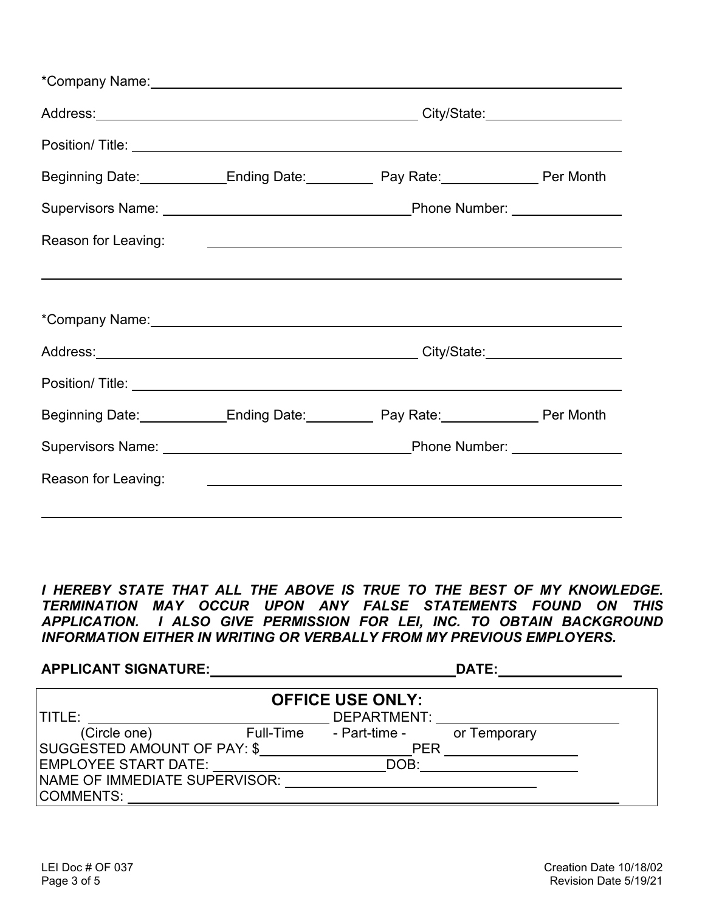*Company Name: ______________________________________________

Address: ______________________________ City/State: ______________

Position/ Title: ______________________________________________

Beginning Date: __________ Ending Date: ________ Pay Rate: __________ Per Month

Supervisors Name: ______________________ Phone Number: ____________

Reason for Leaving: ______________________________________________

______________________________________________________________

*Company Name: ______________________________________________

Address: ______________________________ City/State: ______________

Position/ Title: ______________________________________________

Beginning Date: __________ Ending Date: ________ Pay Rate: __________ Per Month

Supervisors Name: ______________________ Phone Number: ____________

Reason for Leaving: ______________________________________________

______________________________________________________________

***I HEREBY STATE THAT ALL THE ABOVE IS TRUE TO THE BEST OF MY KNOWLEDGE. TERMINATION MAY OCCUR UPON ANY FALSE STATEMENTS FOUND ON THIS APPLICATION. I ALSO GIVE PERMISSION FOR LEI, INC. TO OBTAIN BACKGROUND INFORMATION EITHER IN WRITING OR VERBALLY FROM MY PREVIOUS EMPLOYERS.***

**APPLICANT SIGNATURE:** ______________________ **DATE:** ____________

**OFFICE USE ONLY:**

TITLE: ______________________ DEPARTMENT: ______________________

(Circle one) Full-Time - Part-time - or Temporary

SUGGESTED AMOUNT OF PAY: $ ______________ PER ______________

EMPLOYEE START DATE: ______________ DOB: ______________

NAME OF IMMEDIATE SUPERVISOR: ______________________

COMMENTS: ______________________________________________

LEI Doc # OF 037

Creation Date 10/18/02
Revision Date 5/19/21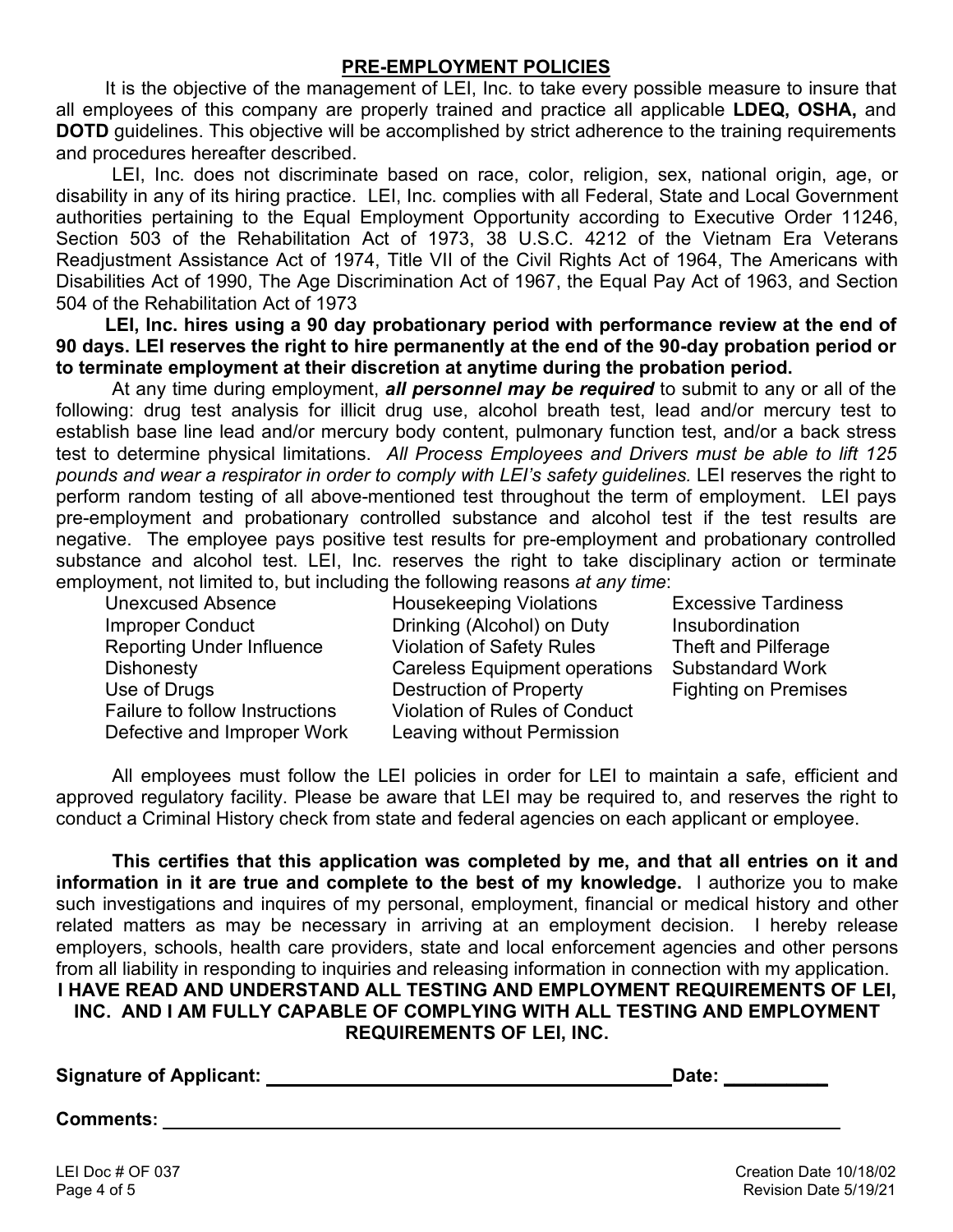## PRE-EMPLOYMENT POLICIES

It is the objective of the management of LEI, Inc. to take every possible measure to insure that all employees of this company are properly trained and practice all applicable **LDEQ, OSHA,** and **DOTD** guidelines. This objective will be accomplished by strict adherence to the training requirements and procedures hereafter described.

LEI, Inc. does not discriminate based on race, color, religion, sex, national origin, age, or disability in any of its hiring practice. LEI, Inc. complies with all Federal, State and Local Government authorities pertaining to the Equal Employment Opportunity according to Executive Order 11246, Section 503 of the Rehabilitation Act of 1973, 38 U.S.C. 4212 of the Vietnam Era Veterans Readjustment Assistance Act of 1974, Title VII of the Civil Rights Act of 1964, The Americans with Disabilities Act of 1990, The Age Discrimination Act of 1967, the Equal Pay Act of 1963, and Section 504 of the Rehabilitation Act of 1973

**LEI, Inc. hires using a 90 day probationary period with performance review at the end of 90 days. LEI reserves the right to hire permanently at the end of the 90-day probation period or to terminate employment at their discretion at anytime during the probation period.**

At any time during employment, ***all personnel may be required*** to submit to any or all of the following: drug test analysis for illicit drug use, alcohol breath test, lead and/or mercury test to establish base line lead and/or mercury body content, pulmonary function test, and/or a back stress test to determine physical limitations. *All Process Employees and Drivers must be able to lift 125 pounds and wear a respirator in order to comply with LEI's safety guidelines.* LEI reserves the right to perform random testing of all above-mentioned test throughout the term of employment. LEI pays pre-employment and probationary controlled substance and alcohol test if the test results are negative. The employee pays positive test results for pre-employment and probationary controlled substance and alcohol test. LEI, Inc. reserves the right to take disciplinary action or terminate employment, not limited to, but including the following reasons *at any time*:

- Unexcused Absence
- Improper Conduct
- Reporting Under Influence
- Dishonesty
- Use of Drugs
- Failure to follow Instructions
- Defective and Improper Work
- Housekeeping Violations
- Drinking (Alcohol) on Duty
- Violation of Safety Rules
- Careless Equipment operations
- Destruction of Property
- Violation of Rules of Conduct
- Leaving without Permission
- Excessive Tardiness
- Insubordination
- Theft and Pilferage
- Substandard Work
- Fighting on Premises

All employees must follow the LEI policies in order for LEI to maintain a safe, efficient and approved regulatory facility. Please be aware that LEI may be required to, and reserves the right to conduct a Criminal History check from state and federal agencies on each applicant or employee.

**This certifies that this application was completed by me, and that all entries on it and information in it are true and complete to the best of my knowledge.** I authorize you to make such investigations and inquires of my personal, employment, financial or medical history and other related matters as may be necessary in arriving at an employment decision. I hereby release employers, schools, health care providers, state and local enforcement agencies and other persons from all liability in responding to inquiries and releasing information in connection with my application.

**I HAVE READ AND UNDERSTAND ALL TESTING AND EMPLOYMENT REQUIREMENTS OF LEI, INC. AND I AM FULLY CAPABLE OF COMPLYING WITH ALL TESTING AND EMPLOYMENT REQUIREMENTS OF LEI, INC.**

**Signature of Applicant:** ______________________________ **Date:** __________

**Comments:** ____________________________________________________________

LEI Doc # OF 037

Creation Date 10/18/02
Revision Date 5/19/21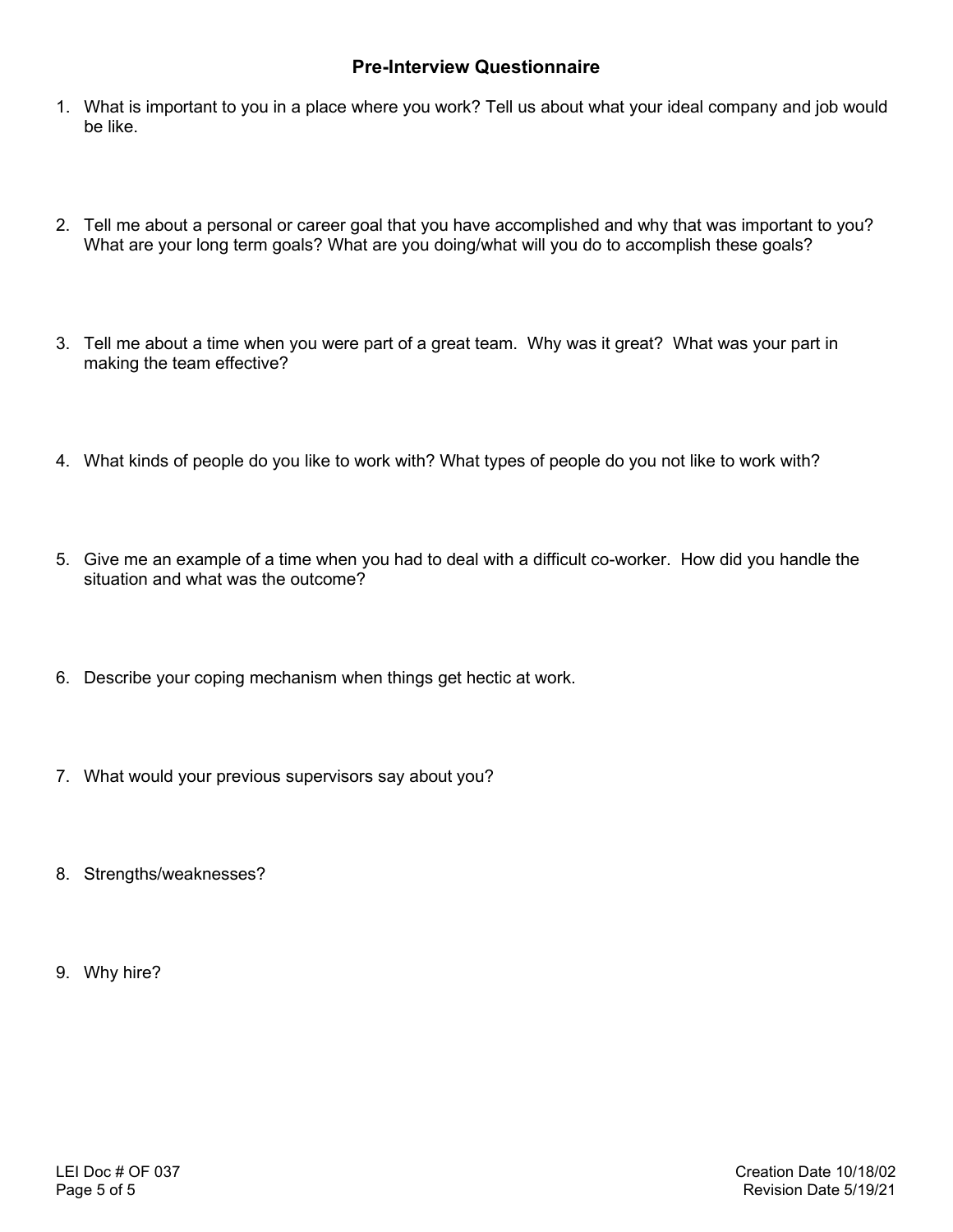## Pre-Interview Questionnaire

1. What is important to you in a place where you work? Tell us about what your ideal company and job would be like.

2. Tell me about a personal or career goal that you have accomplished and why that was important to you? What are your long term goals? What are you doing/what will you do to accomplish these goals?

3. Tell me about a time when you were part of a great team. Why was it great? What was your part in making the team effective?

4. What kinds of people do you like to work with? What types of people do you not like to work with?

5. Give me an example of a time when you had to deal with a difficult co-worker. How did you handle the situation and what was the outcome?

6. Describe your coping mechanism when things get hectic at work.

7. What would your previous supervisors say about you?

8. Strengths/weaknesses?

9. Why hire?

LEI Doc # OF 037
Creation Date 10/18/02
Revision Date 5/19/21